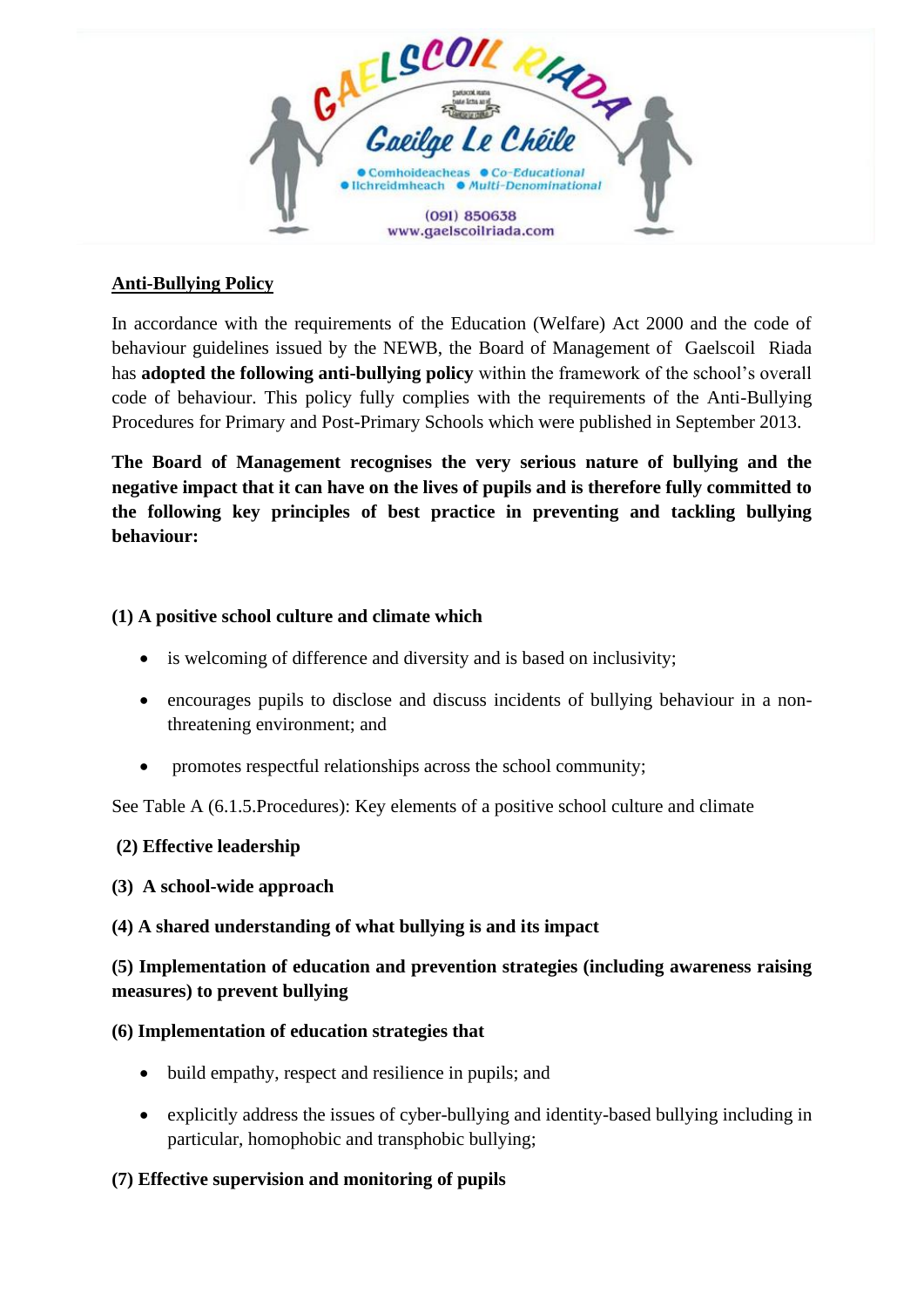## Anti-Bullying Policy

In accordance with the requirements of the Education (Welfare) Act 2000 and the code of behaviour guidelines issued by the NEWB, the Board of Management of Gaelscoil Riada has **adopted the following anti-bullying policy** within the framework of the school's overall code of behaviour. This policy fully complies with the requirements of the Anti-Bullying Procedures for Primary and Post-Primary Schools which were published in September 2013.

**The Board of Management recognises the very serious nature of bullying and the negative impact that it can have on the lives of pupils and is therefore fully committed to the following key principles of best practice in preventing and tackling bullying behaviour:**

**(1) A positive school culture and climate which**

- is welcoming of difference and diversity and is based on inclusivity;
- encourages pupils to disclose and discuss incidents of bullying behaviour in a non-threatening environment; and
- promotes respectful relationships across the school community;

See Table A (6.1.5.Procedures): Key elements of a positive school culture and climate

**(2) Effective leadership**

**(3) A school-wide approach**

**(4) A shared understanding of what bullying is and its impact**

**(5) Implementation of education and prevention strategies (including awareness raising measures) to prevent bullying**

**(6) Implementation of education strategies that**

- build empathy, respect and resilience in pupils; and
- explicitly address the issues of cyber-bullying and identity-based bullying including in particular, homophobic and transphobic bullying;

**(7) Effective supervision and monitoring of pupils**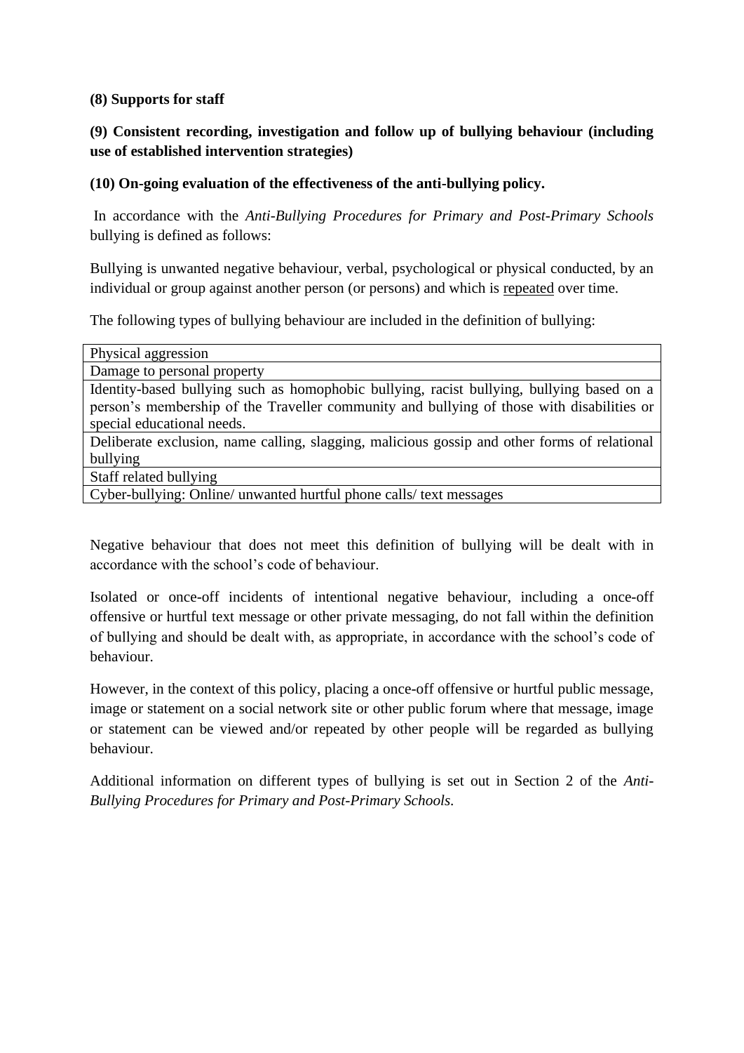**(8) Supports for staff**

**(9) Consistent recording, investigation and follow up of bullying behaviour (including use of established intervention strategies)**

**(10) On-going evaluation of the effectiveness of the anti-bullying policy.**

In accordance with the *Anti-Bullying Procedures for Primary and Post-Primary Schools* bullying is defined as follows:

Bullying is unwanted negative behaviour, verbal, psychological or physical conducted, by an individual or group against another person (or persons) and which is <u>repeated</u> over time.

The following types of bullying behaviour are included in the definition of bullying:

| Physical aggression |
|---|
| Damage to personal property |
| Identity-based bullying such as homophobic bullying, racist bullying, bullying based on a person's membership of the Traveller community and bullying of those with disabilities or special educational needs. |
| Deliberate exclusion, name calling, slagging, malicious gossip and other forms of relational bullying |
| Staff related bullying |
| Cyber-bullying: Online/ unwanted hurtful phone calls/ text messages |

Negative behaviour that does not meet this definition of bullying will be dealt with in accordance with the school's code of behaviour.

Isolated or once-off incidents of intentional negative behaviour, including a once-off offensive or hurtful text message or other private messaging, do not fall within the definition of bullying and should be dealt with, as appropriate, in accordance with the school's code of behaviour.

However, in the context of this policy, placing a once-off offensive or hurtful public message, image or statement on a social network site or other public forum where that message, image or statement can be viewed and/or repeated by other people will be regarded as bullying behaviour.

Additional information on different types of bullying is set out in Section 2 of the *Anti-Bullying Procedures for Primary and Post-Primary Schools.*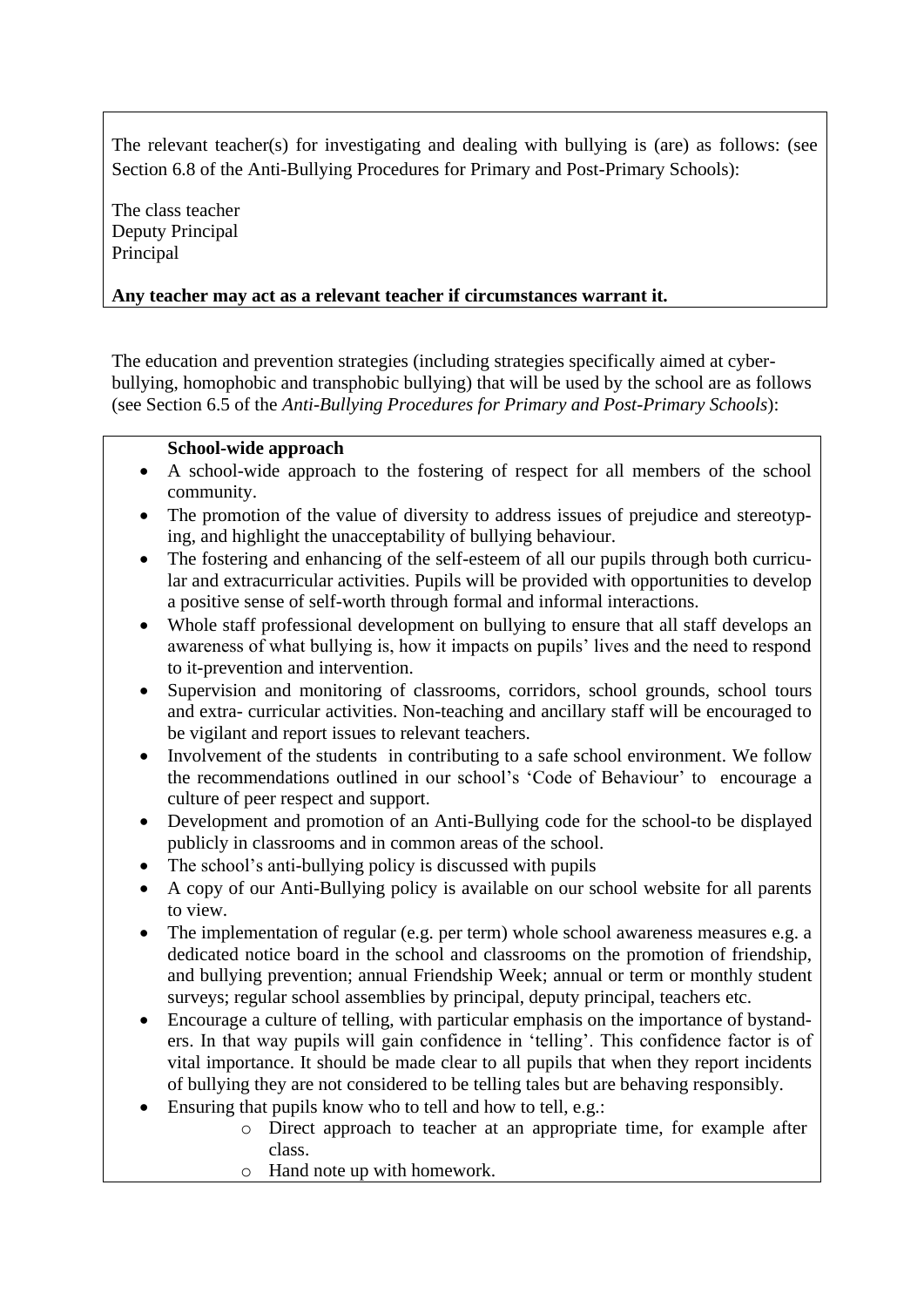The relevant teacher(s) for investigating and dealing with bullying is (are) as follows: (see Section 6.8 of the Anti-Bullying Procedures for Primary and Post-Primary Schools):

The class teacher
Deputy Principal
Principal

**Any teacher may act as a relevant teacher if circumstances warrant it.**

The education and prevention strategies (including strategies specifically aimed at cyber-bullying, homophobic and transphobic bullying) that will be used by the school are as follows (see Section 6.5 of the *Anti-Bullying Procedures for Primary and Post-Primary Schools*):

**School-wide approach**

- A school-wide approach to the fostering of respect for all members of the school community.
- The promotion of the value of diversity to address issues of prejudice and stereotyping, and highlight the unacceptability of bullying behaviour.
- The fostering and enhancing of the self-esteem of all our pupils through both curricular and extracurricular activities. Pupils will be provided with opportunities to develop a positive sense of self-worth through formal and informal interactions.
- Whole staff professional development on bullying to ensure that all staff develops an awareness of what bullying is, how it impacts on pupils' lives and the need to respond to it-prevention and intervention.
- Supervision and monitoring of classrooms, corridors, school grounds, school tours and extra- curricular activities. Non-teaching and ancillary staff will be encouraged to be vigilant and report issues to relevant teachers.
- Involvement of the students in contributing to a safe school environment. We follow the recommendations outlined in our school's 'Code of Behaviour' to encourage a culture of peer respect and support.
- Development and promotion of an Anti-Bullying code for the school-to be displayed publicly in classrooms and in common areas of the school.
- The school's anti-bullying policy is discussed with pupils
- A copy of our Anti-Bullying policy is available on our school website for all parents to view.
- The implementation of regular (e.g. per term) whole school awareness measures e.g. a dedicated notice board in the school and classrooms on the promotion of friendship, and bullying prevention; annual Friendship Week; annual or term or monthly student surveys; regular school assemblies by principal, deputy principal, teachers etc.
- Encourage a culture of telling, with particular emphasis on the importance of bystanders. In that way pupils will gain confidence in 'telling'. This confidence factor is of vital importance. It should be made clear to all pupils that when they report incidents of bullying they are not considered to be telling tales but are behaving responsibly.
- Ensuring that pupils know who to tell and how to tell, e.g.:
  - Direct approach to teacher at an appropriate time, for example after class.
  - Hand note up with homework.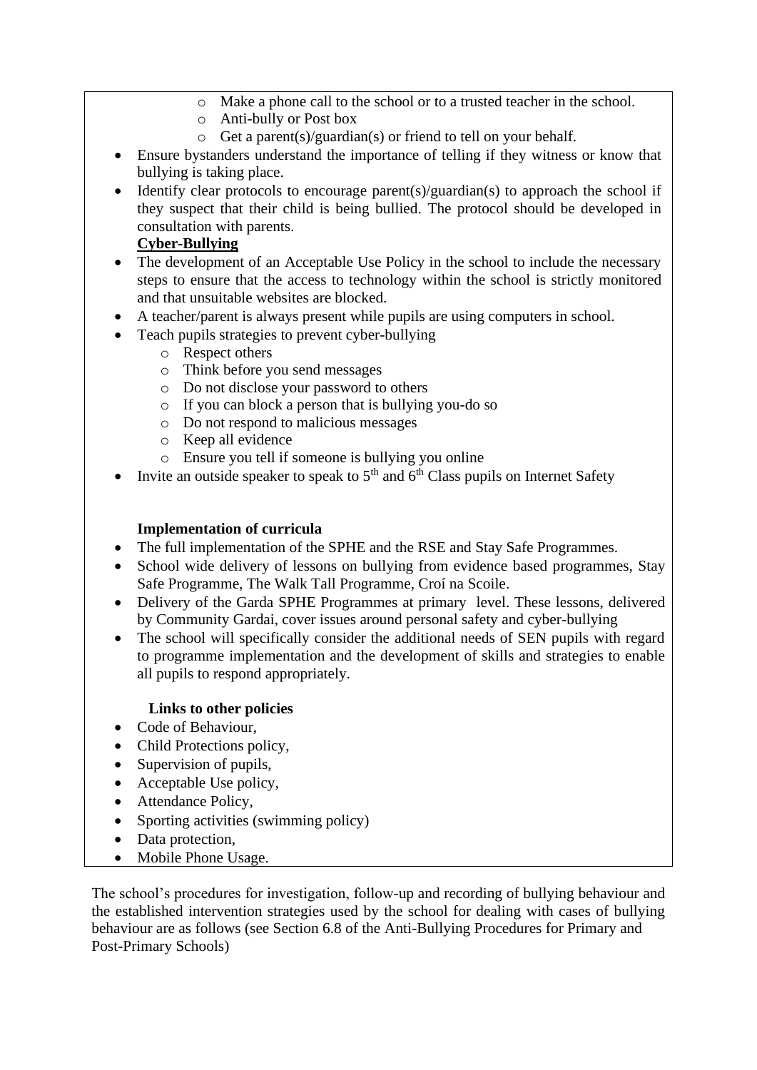- Make a phone call to the school or to a trusted teacher in the school.
  - Anti-bully or Post box
  - Get a parent(s)/guardian(s) or friend to tell on your behalf.
- Ensure bystanders understand the importance of telling if they witness or know that bullying is taking place.
- Identify clear protocols to encourage parent(s)/guardian(s) to approach the school if they suspect that their child is being bullied. The protocol should be developed in consultation with parents.

**Cyber-Bullying**

- The development of an Acceptable Use Policy in the school to include the necessary steps to ensure that the access to technology within the school is strictly monitored and that unsuitable websites are blocked.
- A teacher/parent is always present while pupils are using computers in school.
- Teach pupils strategies to prevent cyber-bullying
  - Respect others
  - Think before you send messages
  - Do not disclose your password to others
  - If you can block a person that is bullying you-do so
  - Do not respond to malicious messages
  - Keep all evidence
  - Ensure you tell if someone is bullying you online
- Invite an outside speaker to speak to 5th and 6th Class pupils on Internet Safety

**Implementation of curricula**

- The full implementation of the SPHE and the RSE and Stay Safe Programmes.
- School wide delivery of lessons on bullying from evidence based programmes, Stay Safe Programme, The Walk Tall Programme, Croí na Scoile.
- Delivery of the Garda SPHE Programmes at primary level. These lessons, delivered by Community Gardai, cover issues around personal safety and cyber-bullying
- The school will specifically consider the additional needs of SEN pupils with regard to programme implementation and the development of skills and strategies to enable all pupils to respond appropriately.

**Links to other policies**

- Code of Behaviour,
- Child Protections policy,
- Supervision of pupils,
- Acceptable Use policy,
- Attendance Policy,
- Sporting activities (swimming policy)
- Data protection,
- Mobile Phone Usage.

The school's procedures for investigation, follow-up and recording of bullying behaviour and the established intervention strategies used by the school for dealing with cases of bullying behaviour are as follows (see Section 6.8 of the Anti-Bullying Procedures for Primary and Post-Primary Schools)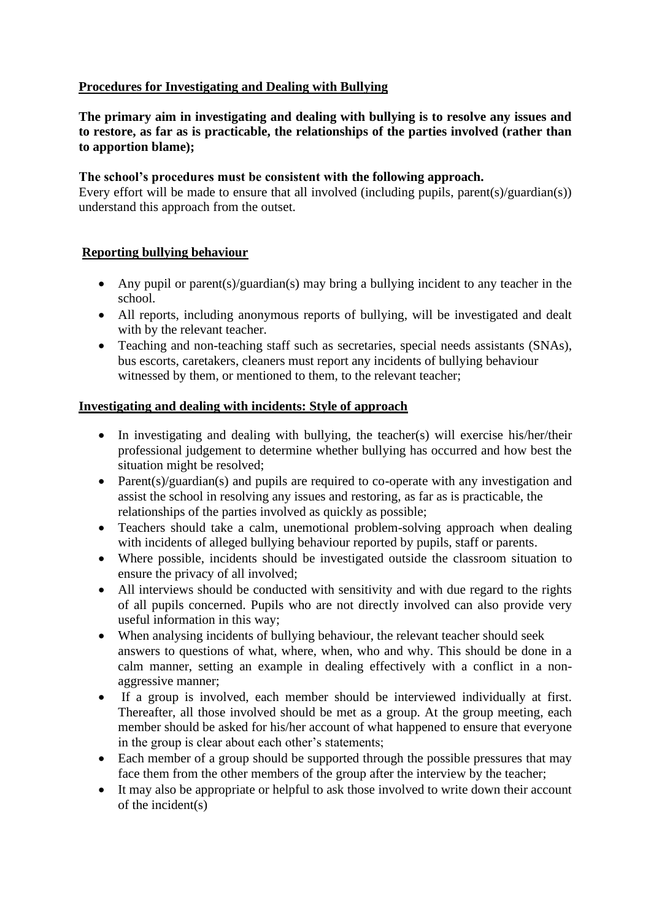## Procedures for Investigating and Dealing with Bullying

**The primary aim in investigating and dealing with bullying is to resolve any issues and to restore, as far as is practicable, the relationships of the parties involved (rather than to apportion blame);**

**The school's procedures must be consistent with the following approach.**
Every effort will be made to ensure that all involved (including pupils, parent(s)/guardian(s)) understand this approach from the outset.

### Reporting bullying behaviour

- Any pupil or parent(s)/guardian(s) may bring a bullying incident to any teacher in the school.
- All reports, including anonymous reports of bullying, will be investigated and dealt with by the relevant teacher.
- Teaching and non-teaching staff such as secretaries, special needs assistants (SNAs), bus escorts, caretakers, cleaners must report any incidents of bullying behaviour witnessed by them, or mentioned to them, to the relevant teacher;

### Investigating and dealing with incidents: Style of approach

- In investigating and dealing with bullying, the teacher(s) will exercise his/her/their professional judgement to determine whether bullying has occurred and how best the situation might be resolved;
- Parent(s)/guardian(s) and pupils are required to co-operate with any investigation and assist the school in resolving any issues and restoring, as far as is practicable, the relationships of the parties involved as quickly as possible;
- Teachers should take a calm, unemotional problem-solving approach when dealing with incidents of alleged bullying behaviour reported by pupils, staff or parents.
- Where possible, incidents should be investigated outside the classroom situation to ensure the privacy of all involved;
- All interviews should be conducted with sensitivity and with due regard to the rights of all pupils concerned. Pupils who are not directly involved can also provide very useful information in this way;
- When analysing incidents of bullying behaviour, the relevant teacher should seek answers to questions of what, where, when, who and why. This should be done in a calm manner, setting an example in dealing effectively with a conflict in a non-aggressive manner;
- If a group is involved, each member should be interviewed individually at first. Thereafter, all those involved should be met as a group. At the group meeting, each member should be asked for his/her account of what happened to ensure that everyone in the group is clear about each other's statements;
- Each member of a group should be supported through the possible pressures that may face them from the other members of the group after the interview by the teacher;
- It may also be appropriate or helpful to ask those involved to write down their account of the incident(s)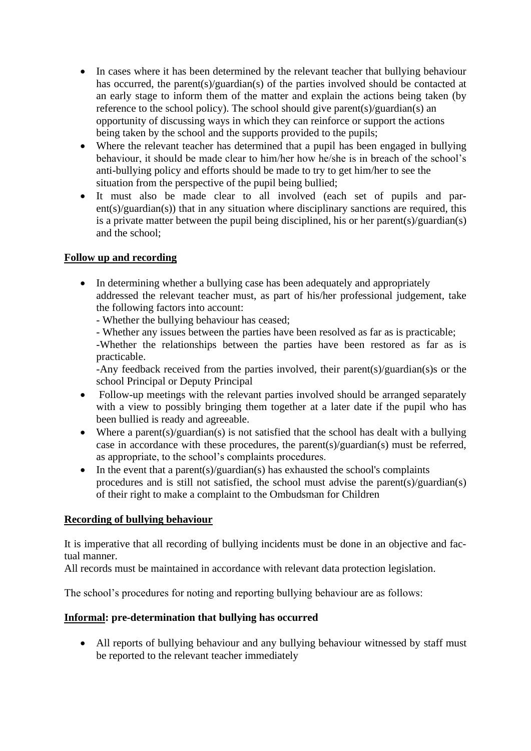- In cases where it has been determined by the relevant teacher that bullying behaviour has occurred, the parent(s)/guardian(s) of the parties involved should be contacted at an early stage to inform them of the matter and explain the actions being taken (by reference to the school policy). The school should give parent(s)/guardian(s) an opportunity of discussing ways in which they can reinforce or support the actions being taken by the school and the supports provided to the pupils;
- Where the relevant teacher has determined that a pupil has been engaged in bullying behaviour, it should be made clear to him/her how he/she is in breach of the school's anti-bullying policy and efforts should be made to try to get him/her to see the situation from the perspective of the pupil being bullied;
- It must also be made clear to all involved (each set of pupils and parent(s)/guardian(s)) that in any situation where disciplinary sanctions are required, this is a private matter between the pupil being disciplined, his or her parent(s)/guardian(s) and the school;

**<u>Follow up and recording</u>**

- In determining whether a bullying case has been adequately and appropriately addressed the relevant teacher must, as part of his/her professional judgement, take the following factors into account:
  - Whether the bullying behaviour has ceased;
  - Whether any issues between the parties have been resolved as far as is practicable;
  - Whether the relationships between the parties have been restored as far as is practicable.
  - Any feedback received from the parties involved, their parent(s)/guardian(s)s or the school Principal or Deputy Principal
- Follow-up meetings with the relevant parties involved should be arranged separately with a view to possibly bringing them together at a later date if the pupil who has been bullied is ready and agreeable.
- Where a parent(s)/guardian(s) is not satisfied that the school has dealt with a bullying case in accordance with these procedures, the parent(s)/guardian(s) must be referred, as appropriate, to the school's complaints procedures.
- In the event that a parent(s)/guardian(s) has exhausted the school's complaints procedures and is still not satisfied, the school must advise the parent(s)/guardian(s) of their right to make a complaint to the Ombudsman for Children

**<u>Recording of bullying behaviour</u>**

It is imperative that all recording of bullying incidents must be done in an objective and factual manner.
All records must be maintained in accordance with relevant data protection legislation.

The school's procedures for noting and reporting bullying behaviour are as follows:

**<u>Informal</u>: pre-determination that bullying has occurred**

- All reports of bullying behaviour and any bullying behaviour witnessed by staff must be reported to the relevant teacher immediately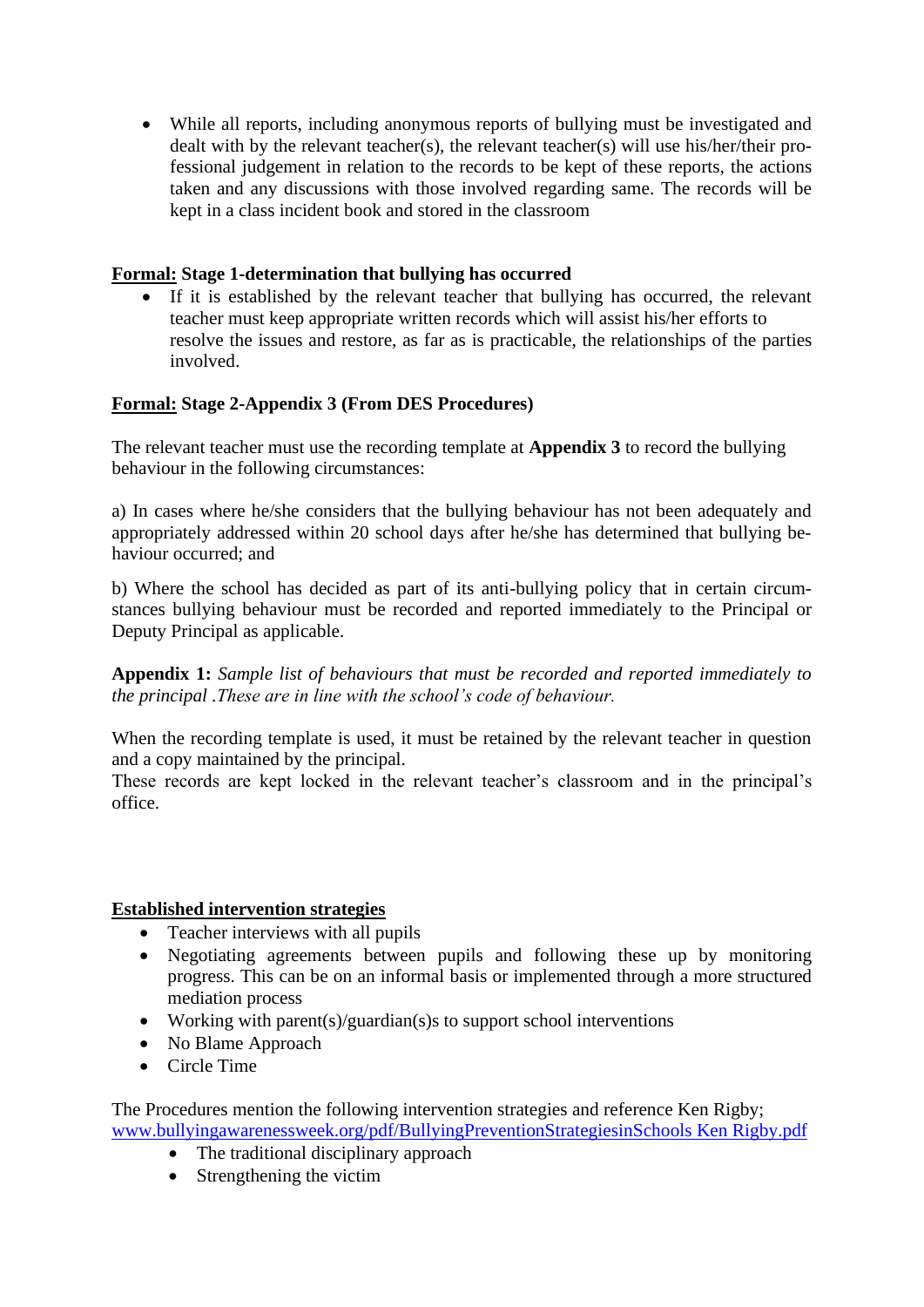- While all reports, including anonymous reports of bullying must be investigated and dealt with by the relevant teacher(s), the relevant teacher(s) will use his/her/their professional judgement in relation to the records to be kept of these reports, the actions taken and any discussions with those involved regarding same. The records will be kept in a class incident book and stored in the classroom

**<u>Formal:</u> Stage 1-determination that bullying has occurred**

- If it is established by the relevant teacher that bullying has occurred, the relevant teacher must keep appropriate written records which will assist his/her efforts to resolve the issues and restore, as far as is practicable, the relationships of the parties involved.

**<u>Formal:</u> Stage 2-Appendix 3 (From DES Procedures)**

The relevant teacher must use the recording template at **Appendix 3** to record the bullying behaviour in the following circumstances:

a) In cases where he/she considers that the bullying behaviour has not been adequately and appropriately addressed within 20 school days after he/she has determined that bullying behaviour occurred; and

b) Where the school has decided as part of its anti-bullying policy that in certain circumstances bullying behaviour must be recorded and reported immediately to the Principal or Deputy Principal as applicable.

**Appendix 1:** *Sample list of behaviours that must be recorded and reported immediately to the principal .These are in line with the school's code of behaviour.*

When the recording template is used, it must be retained by the relevant teacher in question and a copy maintained by the principal.
These records are kept locked in the relevant teacher's classroom and in the principal's office.

**<u>Established intervention strategies</u>**

- Teacher interviews with all pupils
- Negotiating agreements between pupils and following these up by monitoring progress. This can be on an informal basis or implemented through a more structured mediation process
- Working with parent(s)/guardian(s)s to support school interventions
- No Blame Approach
- Circle Time

The Procedures mention the following intervention strategies and reference Ken Rigby;
www.bullyingawarenessweek.org/pdf/BullyingPreventionStrategiesinSchools Ken Rigby.pdf

- The traditional disciplinary approach
- Strengthening the victim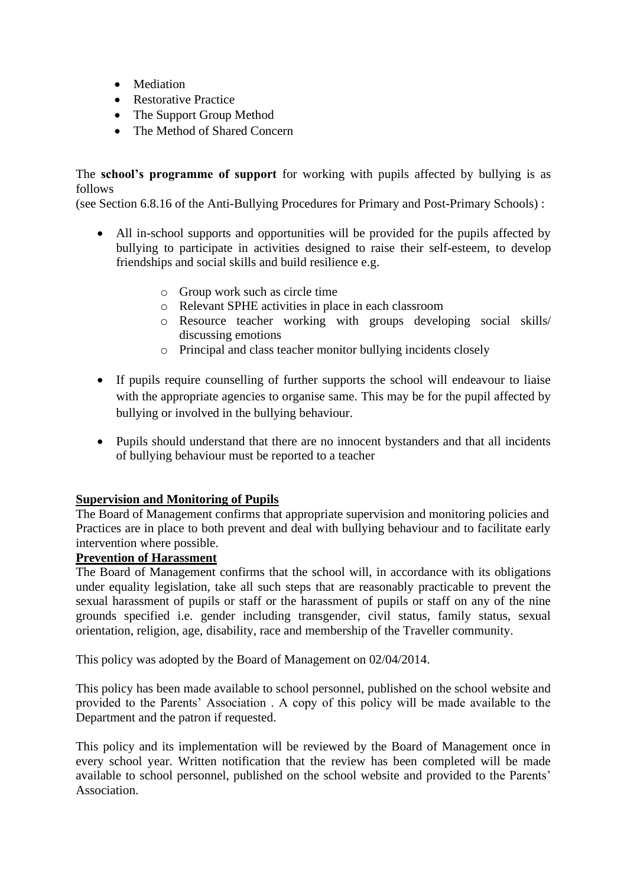- Mediation
- Restorative Practice
- The Support Group Method
- The Method of Shared Concern

The **school's programme of support** for working with pupils affected by bullying is as follows
(see Section 6.8.16 of the Anti-Bullying Procedures for Primary and Post-Primary Schools) :

- All in-school supports and opportunities will be provided for the pupils affected by bullying to participate in activities designed to raise their self-esteem, to develop friendships and social skills and build resilience e.g.
    - Group work such as circle time
    - Relevant SPHE activities in place in each classroom
    - Resource teacher working with groups developing social skills/ discussing emotions
    - Principal and class teacher monitor bullying incidents closely
- If pupils require counselling of further supports the school will endeavour to liaise with the appropriate agencies to organise same. This may be for the pupil affected by bullying or involved in the bullying behaviour.
- Pupils should understand that there are no innocent bystanders and that all incidents of bullying behaviour must be reported to a teacher

**Supervision and Monitoring of Pupils**
The Board of Management confirms that appropriate supervision and monitoring policies and Practices are in place to both prevent and deal with bullying behaviour and to facilitate early intervention where possible.

**Prevention of Harassment**
The Board of Management confirms that the school will, in accordance with its obligations under equality legislation, take all such steps that are reasonably practicable to prevent the sexual harassment of pupils or staff or the harassment of pupils or staff on any of the nine grounds specified i.e. gender including transgender, civil status, family status, sexual orientation, religion, age, disability, race and membership of the Traveller community.

This policy was adopted by the Board of Management on 02/04/2014.

This policy has been made available to school personnel, published on the school website and provided to the Parents' Association . A copy of this policy will be made available to the Department and the patron if requested.

This policy and its implementation will be reviewed by the Board of Management once in every school year. Written notification that the review has been completed will be made available to school personnel, published on the school website and provided to the Parents' Association.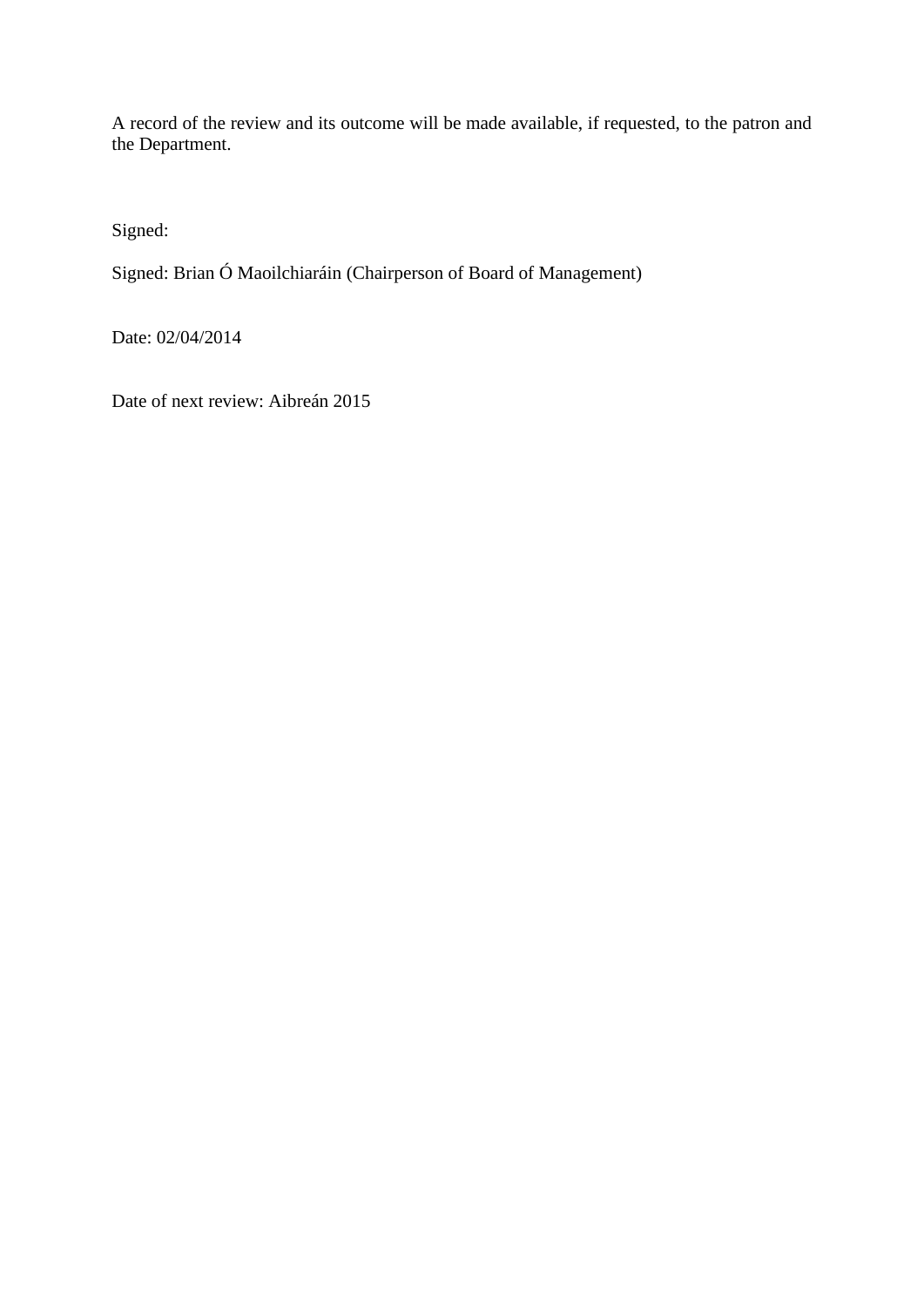A record of the review and its outcome will be made available, if requested, to the patron and the Department.

Signed:

Signed: Brian Ó Maoilchiaráin (Chairperson of Board of Management)

Date: 02/04/2014

Date of next review: Aibreán 2015